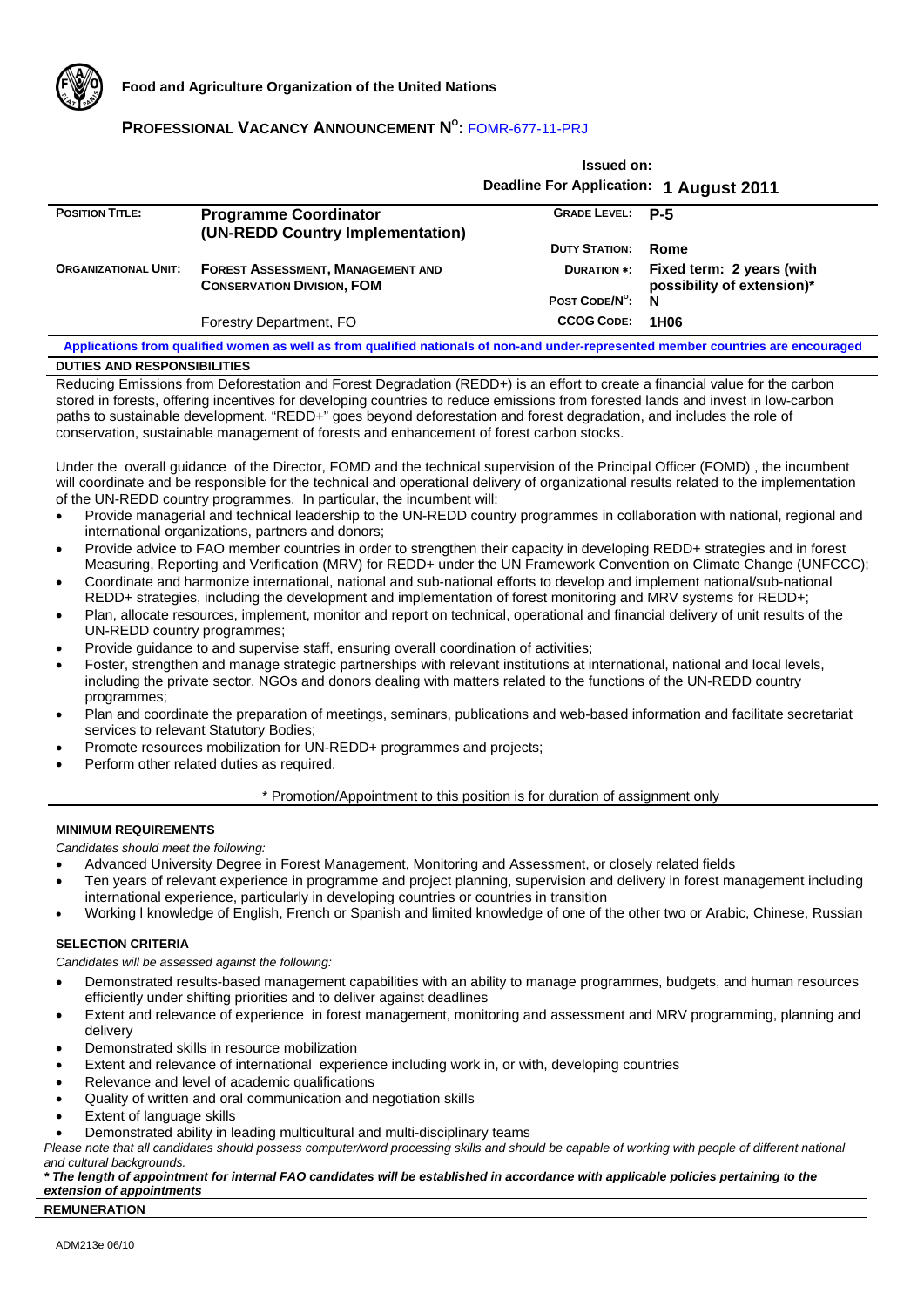**Food and Agriculture Organization of the United Nations**

## PROFESSIONAL VACANCY ANNOUNCEMENT N°: FOMR-677-11-PRJ

| | | Issued on: | |
|---|---|---|---|
| | | Deadline For Application: | **1 August 2011** |
| **POSITION TITLE:** | **Programme Coordinator (UN-REDD Country Implementation)** | **GRADE LEVEL:** | **P-5** |
| | | **DUTY STATION:** | **Rome** |
| **ORGANIZATIONAL UNIT:** | **FOREST ASSESSMENT, MANAGEMENT AND CONSERVATION DIVISION, FOM** | **DURATION \*:** | **Fixed term: 2 years (with possibility of extension)\*** |
| | | **POST CODE/N°:** | **N** |
| | Forestry Department, FO | **CCOG CODE:** | **1H06** |

**Applications from qualified women as well as from qualified nationals of non-and under-represented member countries are encouraged**

### DUTIES AND RESPONSIBILITIES

Reducing Emissions from Deforestation and Forest Degradation (REDD+) is an effort to create a financial value for the carbon stored in forests, offering incentives for developing countries to reduce emissions from forested lands and invest in low-carbon paths to sustainable development. "REDD+" goes beyond deforestation and forest degradation, and includes the role of conservation, sustainable management of forests and enhancement of forest carbon stocks.

Under the overall guidance of the Director, FOMD and the technical supervision of the Principal Officer (FOMD) , the incumbent will coordinate and be responsible for the technical and operational delivery of organizational results related to the implementation of the UN-REDD country programmes. In particular, the incumbent will:

- Provide managerial and technical leadership to the UN-REDD country programmes in collaboration with national, regional and international organizations, partners and donors;
- Provide advice to FAO member countries in order to strengthen their capacity in developing REDD+ strategies and in forest Measuring, Reporting and Verification (MRV) for REDD+ under the UN Framework Convention on Climate Change (UNFCCC);
- Coordinate and harmonize international, national and sub-national efforts to develop and implement national/sub-national REDD+ strategies, including the development and implementation of forest monitoring and MRV systems for REDD+;
- Plan, allocate resources, implement, monitor and report on technical, operational and financial delivery of unit results of the UN-REDD country programmes;
- Provide guidance to and supervise staff, ensuring overall coordination of activities;
- Foster, strengthen and manage strategic partnerships with relevant institutions at international, national and local levels, including the private sector, NGOs and donors dealing with matters related to the functions of the UN-REDD country programmes;
- Plan and coordinate the preparation of meetings, seminars, publications and web-based information and facilitate secretariat services to relevant Statutory Bodies;
- Promote resources mobilization for UN-REDD+ programmes and projects;
- Perform other related duties as required.

\* Promotion/Appointment to this position is for duration of assignment only

### MINIMUM REQUIREMENTS

*Candidates should meet the following:*

- Advanced University Degree in Forest Management, Monitoring and Assessment, or closely related fields
- Ten years of relevant experience in programme and project planning, supervision and delivery in forest management including international experience, particularly in developing countries or countries in transition
- Working l knowledge of English, French or Spanish and limited knowledge of one of the other two or Arabic, Chinese, Russian

### SELECTION CRITERIA

*Candidates will be assessed against the following:*

- Demonstrated results-based management capabilities with an ability to manage programmes, budgets, and human resources efficiently under shifting priorities and to deliver against deadlines
- Extent and relevance of experience in forest management, monitoring and assessment and MRV programming, planning and delivery
- Demonstrated skills in resource mobilization
- Extent and relevance of international experience including work in, or with, developing countries
- Relevance and level of academic qualifications
- Quality of written and oral communication and negotiation skills
- Extent of language skills
- Demonstrated ability in leading multicultural and multi-disciplinary teams

*Please note that all candidates should possess computer/word processing skills and should be capable of working with people of different national and cultural backgrounds.*

***\* The length of appointment for internal FAO candidates will be established in accordance with applicable policies pertaining to the extension of appointments***

### REMUNERATION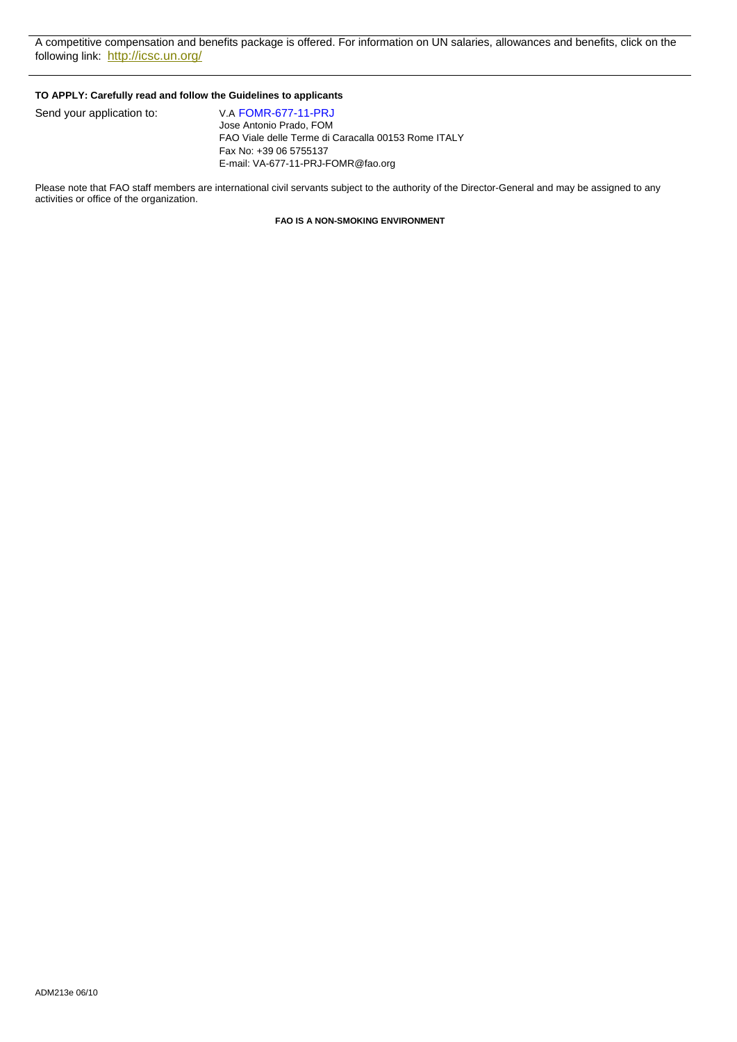A competitive compensation and benefits package is offered. For information on UN salaries, allowances and benefits, click on the following link: http://icsc.un.org/

---

**TO APPLY: Carefully read and follow the Guidelines to applicants**

Send your application to:

V.A FOMR-677-11-PRJ
Jose Antonio Prado, FOM
FAO Viale delle Terme di Caracalla 00153 Rome ITALY
Fax No: +39 06 5755137
E-mail: VA-677-11-PRJ-FOMR@fao.org

Please note that FAO staff members are international civil servants subject to the authority of the Director-General and may be assigned to any activities or office of the organization.

**FAO IS A NON-SMOKING ENVIRONMENT**

ADM213e 06/10